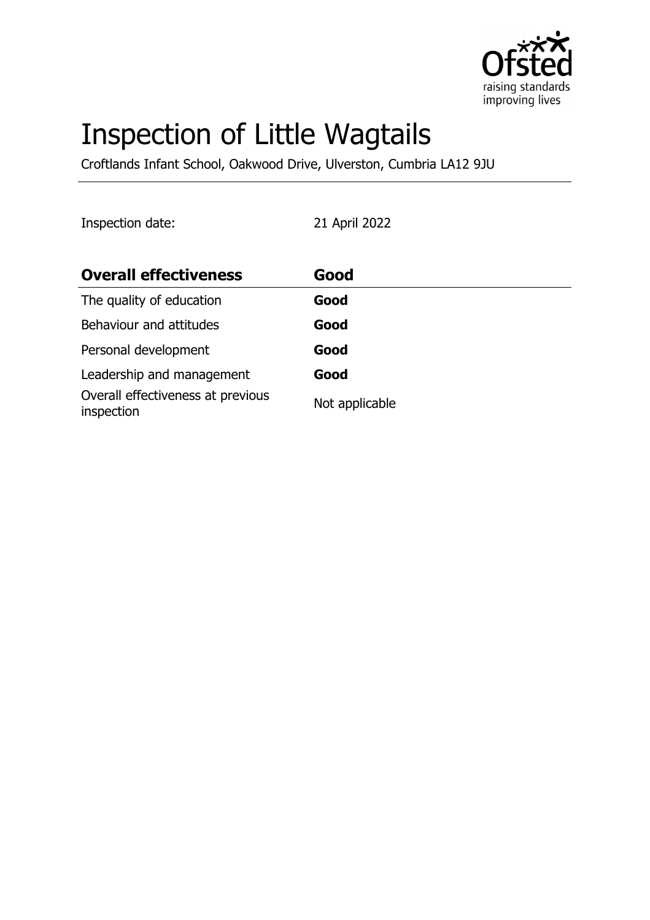# Inspection of Little Wagtails

Croftlands Infant School, Oakwood Drive, Ulverston, Cumbria LA12 9JU

Inspection date: 21 April 2022

| **Overall effectiveness** | **Good** |
|---|---|
| The quality of education | **Good** |
| Behaviour and attitudes | **Good** |
| Personal development | **Good** |
| Leadership and management | **Good** |
| Overall effectiveness at previous inspection | Not applicable |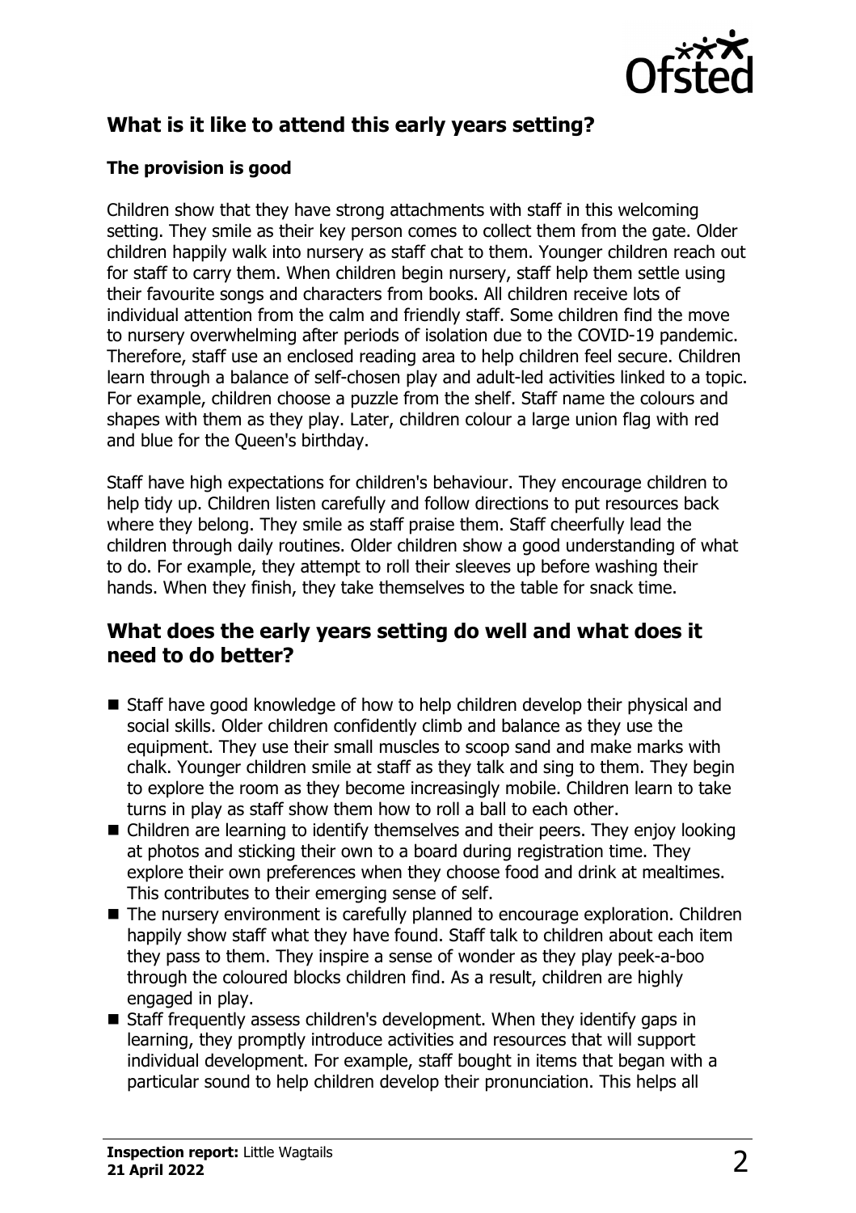## What is it like to attend this early years setting?

### The provision is good

Children show that they have strong attachments with staff in this welcoming setting. They smile as their key person comes to collect them from the gate. Older children happily walk into nursery as staff chat to them. Younger children reach out for staff to carry them. When children begin nursery, staff help them settle using their favourite songs and characters from books. All children receive lots of individual attention from the calm and friendly staff. Some children find the move to nursery overwhelming after periods of isolation due to the COVID-19 pandemic. Therefore, staff use an enclosed reading area to help children feel secure. Children learn through a balance of self-chosen play and adult-led activities linked to a topic. For example, children choose a puzzle from the shelf. Staff name the colours and shapes with them as they play. Later, children colour a large union flag with red and blue for the Queen's birthday.

Staff have high expectations for children's behaviour. They encourage children to help tidy up. Children listen carefully and follow directions to put resources back where they belong. They smile as staff praise them. Staff cheerfully lead the children through daily routines. Older children show a good understanding of what to do. For example, they attempt to roll their sleeves up before washing their hands. When they finish, they take themselves to the table for snack time.

## What does the early years setting do well and what does it need to do better?

- Staff have good knowledge of how to help children develop their physical and social skills. Older children confidently climb and balance as they use the equipment. They use their small muscles to scoop sand and make marks with chalk. Younger children smile at staff as they talk and sing to them. They begin to explore the room as they become increasingly mobile. Children learn to take turns in play as staff show them how to roll a ball to each other.
- Children are learning to identify themselves and their peers. They enjoy looking at photos and sticking their own to a board during registration time. They explore their own preferences when they choose food and drink at mealtimes. This contributes to their emerging sense of self.
- The nursery environment is carefully planned to encourage exploration. Children happily show staff what they have found. Staff talk to children about each item they pass to them. They inspire a sense of wonder as they play peek-a-boo through the coloured blocks children find. As a result, children are highly engaged in play.
- Staff frequently assess children's development. When they identify gaps in learning, they promptly introduce activities and resources that will support individual development. For example, staff bought in items that began with a particular sound to help children develop their pronunciation. This helps all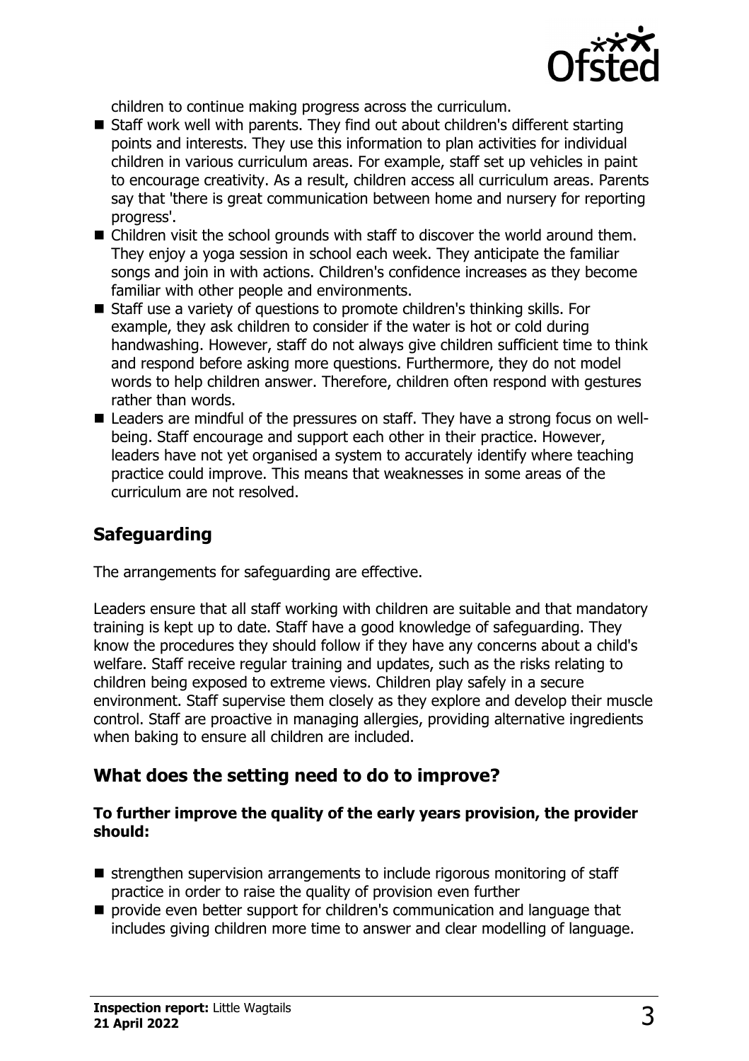children to continue making progress across the curriculum.

- Staff work well with parents. They find out about children's different starting points and interests. They use this information to plan activities for individual children in various curriculum areas. For example, staff set up vehicles in paint to encourage creativity. As a result, children access all curriculum areas. Parents say that 'there is great communication between home and nursery for reporting progress'.
- Children visit the school grounds with staff to discover the world around them. They enjoy a yoga session in school each week. They anticipate the familiar songs and join in with actions. Children's confidence increases as they become familiar with other people and environments.
- Staff use a variety of questions to promote children's thinking skills. For example, they ask children to consider if the water is hot or cold during handwashing. However, staff do not always give children sufficient time to think and respond before asking more questions. Furthermore, they do not model words to help children answer. Therefore, children often respond with gestures rather than words.
- Leaders are mindful of the pressures on staff. They have a strong focus on well-being. Staff encourage and support each other in their practice. However, leaders have not yet organised a system to accurately identify where teaching practice could improve. This means that weaknesses in some areas of the curriculum are not resolved.

## Safeguarding

The arrangements for safeguarding are effective.

Leaders ensure that all staff working with children are suitable and that mandatory training is kept up to date. Staff have a good knowledge of safeguarding. They know the procedures they should follow if they have any concerns about a child's welfare. Staff receive regular training and updates, such as the risks relating to children being exposed to extreme views. Children play safely in a secure environment. Staff supervise them closely as they explore and develop their muscle control. Staff are proactive in managing allergies, providing alternative ingredients when baking to ensure all children are included.

## What does the setting need to do to improve?

**To further improve the quality of the early years provision, the provider should:**

- strengthen supervision arrangements to include rigorous monitoring of staff practice in order to raise the quality of provision even further
- provide even better support for children's communication and language that includes giving children more time to answer and clear modelling of language.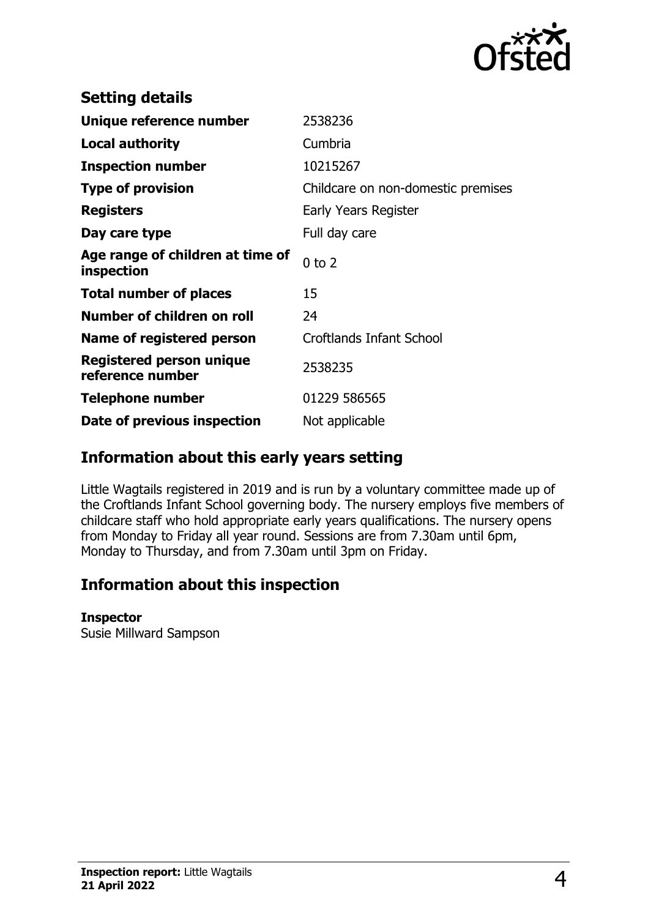## Setting details

| | |
|---|---|
| **Unique reference number** | 2538236 |
| **Local authority** | Cumbria |
| **Inspection number** | 10215267 |
| **Type of provision** | Childcare on non-domestic premises |
| **Registers** | Early Years Register |
| **Day care type** | Full day care |
| **Age range of children at time of inspection** | 0 to 2 |
| **Total number of places** | 15 |
| **Number of children on roll** | 24 |
| **Name of registered person** | Croftlands Infant School |
| **Registered person unique reference number** | 2538235 |
| **Telephone number** | 01229 586565 |
| **Date of previous inspection** | Not applicable |

## Information about this early years setting

Little Wagtails registered in 2019 and is run by a voluntary committee made up of the Croftlands Infant School governing body. The nursery employs five members of childcare staff who hold appropriate early years qualifications. The nursery opens from Monday to Friday all year round. Sessions are from 7.30am until 6pm, Monday to Thursday, and from 7.30am until 3pm on Friday.

## Information about this inspection

**Inspector**
Susie Millward Sampson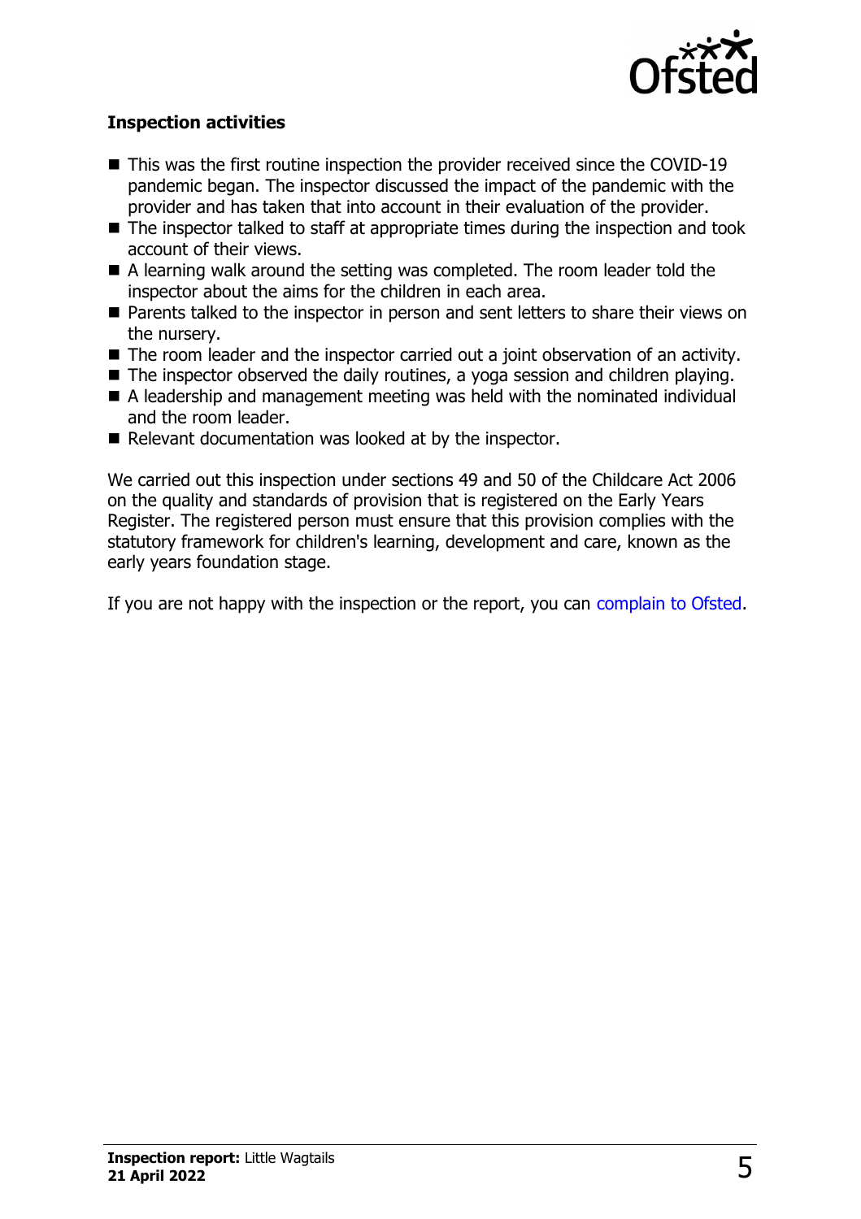### Inspection activities

- This was the first routine inspection the provider received since the COVID-19 pandemic began. The inspector discussed the impact of the pandemic with the provider and has taken that into account in their evaluation of the provider.
- The inspector talked to staff at appropriate times during the inspection and took account of their views.
- A learning walk around the setting was completed. The room leader told the inspector about the aims for the children in each area.
- Parents talked to the inspector in person and sent letters to share their views on the nursery.
- The room leader and the inspector carried out a joint observation of an activity.
- The inspector observed the daily routines, a yoga session and children playing.
- A leadership and management meeting was held with the nominated individual and the room leader.
- Relevant documentation was looked at by the inspector.

We carried out this inspection under sections 49 and 50 of the Childcare Act 2006 on the quality and standards of provision that is registered on the Early Years Register. The registered person must ensure that this provision complies with the statutory framework for children's learning, development and care, known as the early years foundation stage.

If you are not happy with the inspection or the report, you can complain to Ofsted.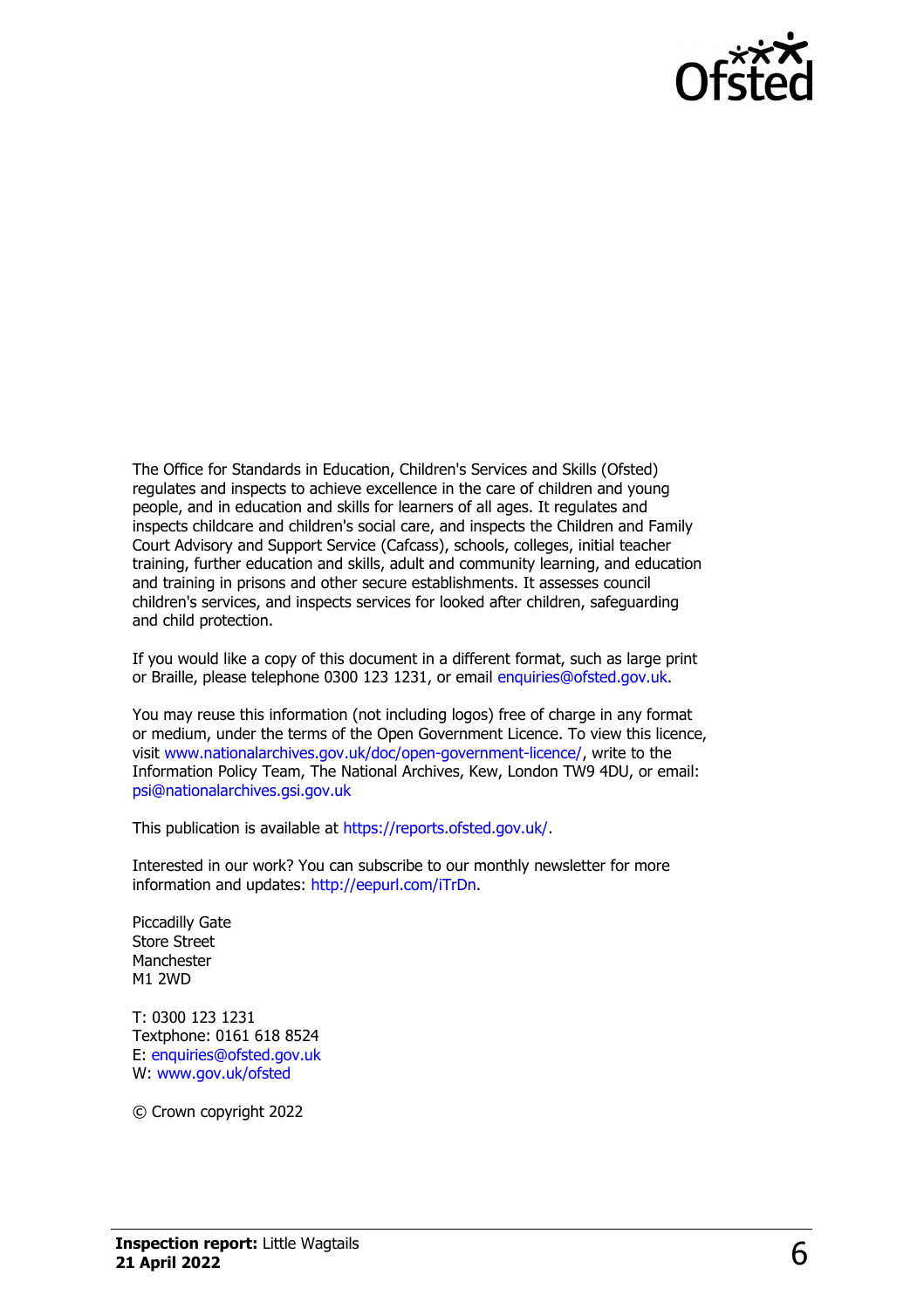The Office for Standards in Education, Children's Services and Skills (Ofsted) regulates and inspects to achieve excellence in the care of children and young people, and in education and skills for learners of all ages. It regulates and inspects childcare and children's social care, and inspects the Children and Family Court Advisory and Support Service (Cafcass), schools, colleges, initial teacher training, further education and skills, adult and community learning, and education and training in prisons and other secure establishments. It assesses council children's services, and inspects services for looked after children, safeguarding and child protection.

If you would like a copy of this document in a different format, such as large print or Braille, please telephone 0300 123 1231, or email enquiries@ofsted.gov.uk.

You may reuse this information (not including logos) free of charge in any format or medium, under the terms of the Open Government Licence. To view this licence, visit www.nationalarchives.gov.uk/doc/open-government-licence/, write to the Information Policy Team, The National Archives, Kew, London TW9 4DU, or email: psi@nationalarchives.gsi.gov.uk

This publication is available at https://reports.ofsted.gov.uk/.

Interested in our work? You can subscribe to our monthly newsletter for more information and updates: http://eepurl.com/iTrDn.

Piccadilly Gate
Store Street
Manchester
M1 2WD

T: 0300 123 1231
Textphone: 0161 618 8524
E: enquiries@ofsted.gov.uk
W: www.gov.uk/ofsted

© Crown copyright 2022